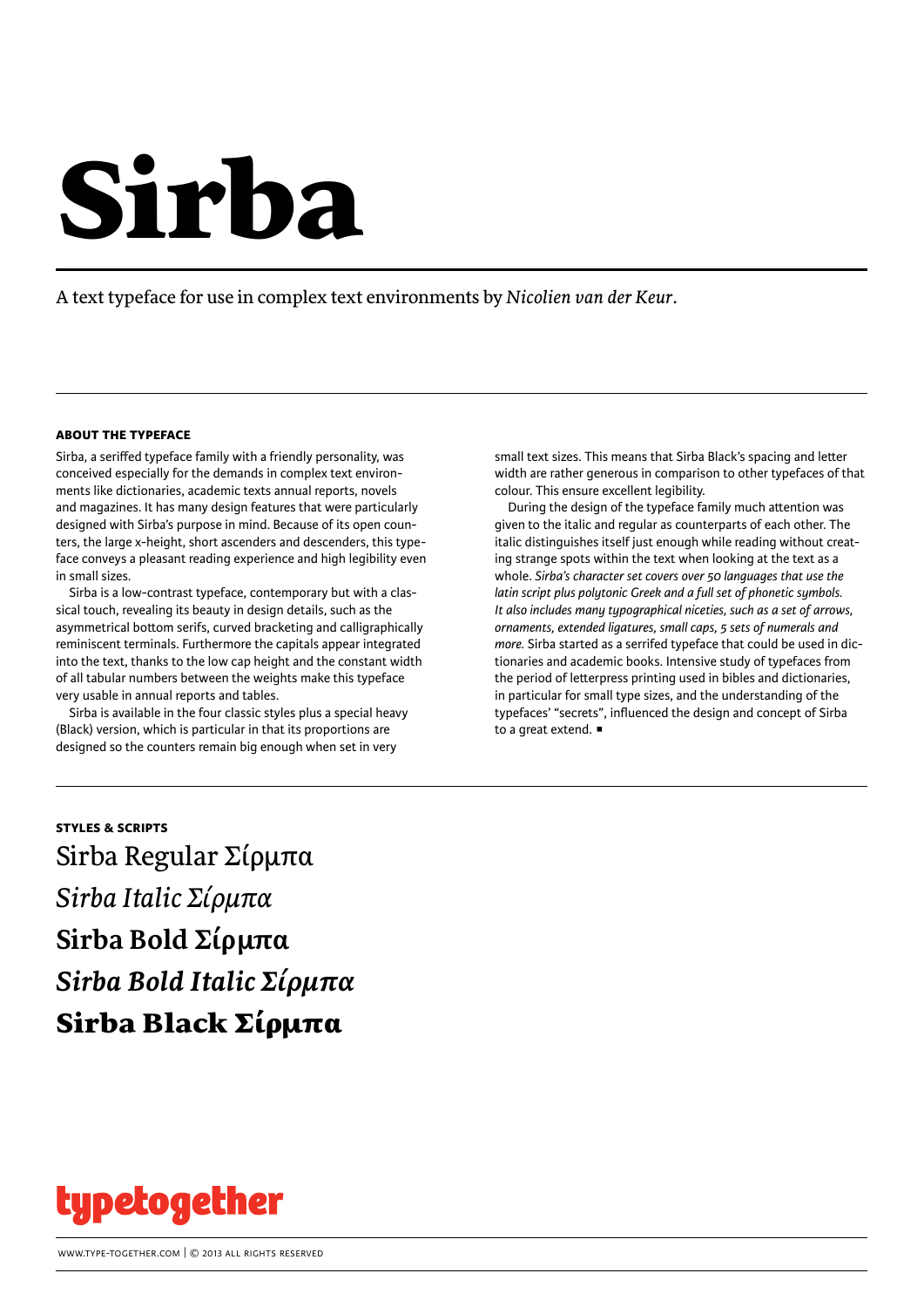# Sirba

A text typeface for use in complex text environments by *Nicolien van der Keur*.

## ABOUT THE TYPEFACE

Sirba, a seriffed typeface family with a friendly personality, was conceived especially for the demands in complex text environments like dictionaries, academic texts annual reports, novels and magazines. It has many design features that were particularly designed with Sirba's purpose in mind. Because of its open counters, the large x-height, short ascenders and descenders, this typeface conveys a pleasant reading experience and high legibility even in small sizes.

Sirba is a low-contrast typeface, contemporary but with a classical touch, revealing its beauty in design details, such as the asymmetrical bottom serifs, curved bracketing and calligraphically reminiscent terminals. Furthermore the capitals appear integrated into the text, thanks to the low cap height and the constant width of all tabular numbers between the weights make this typeface very usable in annual reports and tables.

Sirba is available in the four classic styles plus a special heavy (Black) version, which is particular in that its proportions are designed so the counters remain big enough when set in very small text sizes. This means that Sirba Black's spacing and letter width are rather generous in comparison to other typefaces of that colour. This ensure excellent legibility.

During the design of the typeface family much attention was given to the italic and regular as counterparts of each other. The italic distinguishes itself just enough while reading without creating strange spots within the text when looking at the text as a whole. *Sirba's character set covers over 50 languages that use the latin script plus polytonic Greek and a full set of phonetic symbols. It also includes many typographical niceties, such as a set of arrows, ornaments, extended ligatures, small caps, 5 sets of numerals and more.* Sirba started as a serrifed typeface that could be used in dictionaries and academic books. Intensive study of typefaces from the period of letterpress printing used in bibles and dictionaries, in particular for small type sizes, and the understanding of the typefaces' "secrets", influenced the design and concept of Sirba to a great extend. ■

## STYLES & SCRIPTS

Sirba Regular Σίρμπα

*Sirba Italic Σίρμπα*

**Sirba Bold Σίρμπα**

***Sirba Bold Italic Σίρμπα***

**Sirba Black Σίρμπα**

typetogether

www.type-together.com | © 2013 all rights reserved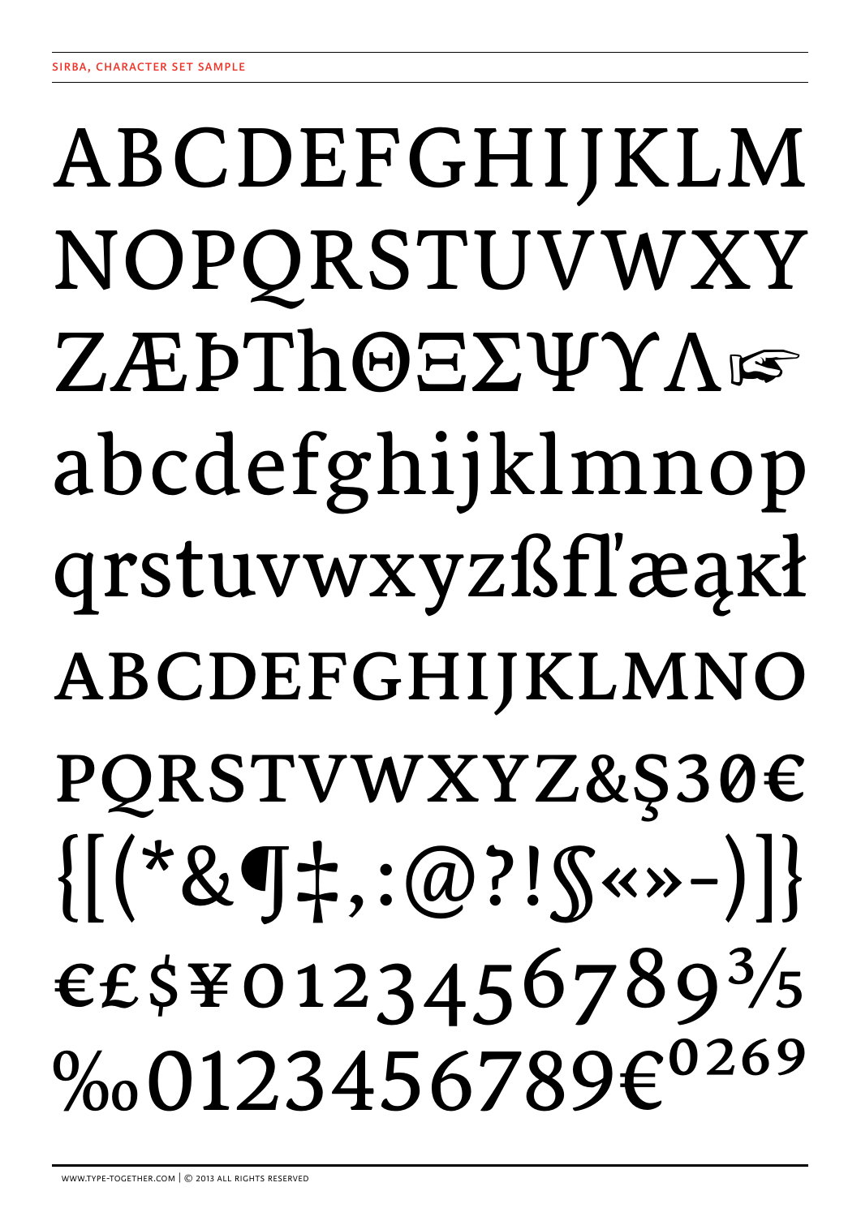ABCDEFGHIJKLM
NOPQRSTUVWXY
ZÆÞThΘΞΣΨϒΛ☞
abcdefghijklmnop
qrstuvwxyzßﬂ'æąĸł
ABCDEFGHIJKLMNO
PQRSTVWXYZ&Ş30€
{[(*&¶‡,:@?!§«»-)]}
€£$¥0123456789⅗
‰0123456789€⁰²⁶⁹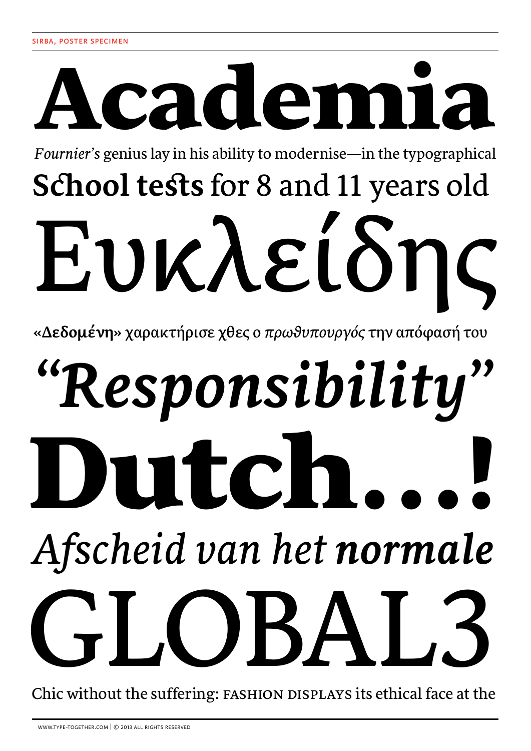# Academia

*Fournier's* genius lay in his ability to modernise—in the typographical

**School tests** for 8 and 11 years old

Ευκλείδης

**«Δεδομένη»** χαρακτήρισε χθες ο *πρωθυπουργός* την απόφασή του

*"Responsibility"*

# Dutch...!

*Afscheid van het* ***normale***

GLOBAL3

Chic without the suffering: FASHION DISPLAYS its ethical face at the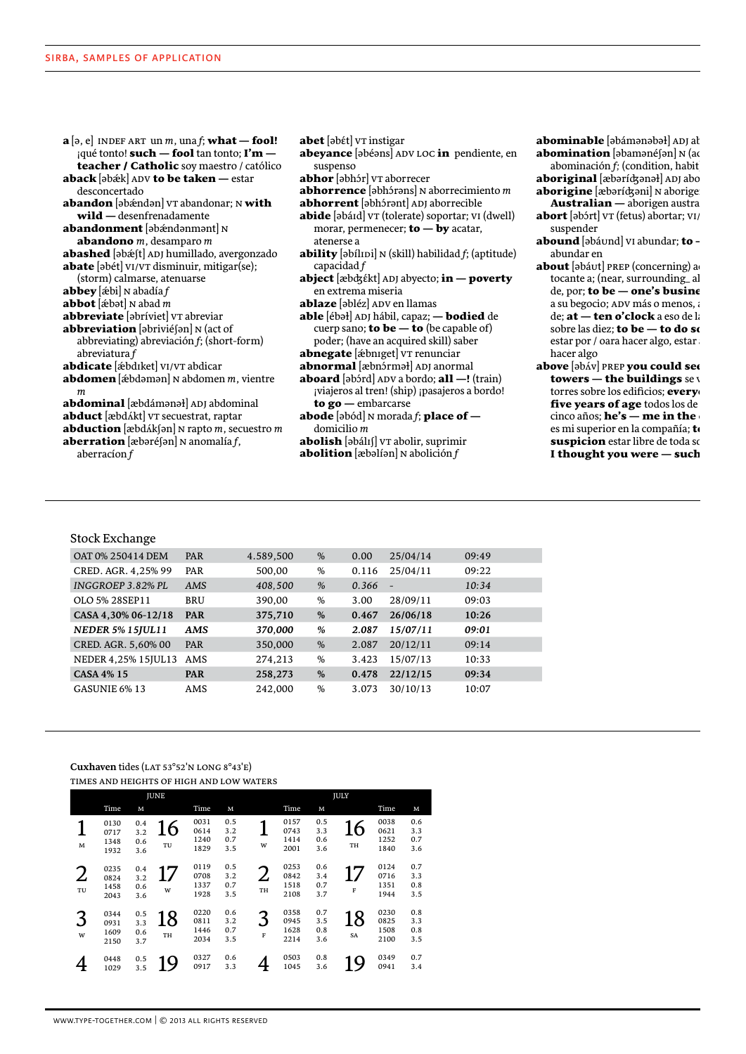**a** [ə, e] INDEF ART un *m*, una *f*; **what — fool!** ¡qué tonto! **such — fool** tan tonto; **I'm — teacher / Catholic** soy maestro / católico
**aback** [əbǽk] ADV **to be taken —** estar desconcertado
**abandon** [əbǽndən] VT abandonar; N **with wild —** desenfrenadamente
**abandonment** [əbǽndənmənt] N **abandono** *m*, desamparo *m*
**abashed** [əbǽʃt] ADJ humillado, avergonzado
**abate** [əbét] VI/VT disminuir, mitigar(se); (storm) calmarse, atenuarse
**abbey** [ǽbi] N abadía *f*
**abbot** [ǽbət] N abad *m*
**abbreviate** [əbríviet] VT abreviar
**abbreviation** [əbriviéʃən] N (act of abbreviating) abreviación *f*; (short-form) abreviatura *f*
**abdicate** [ǽbdɪket] VI/VT abdicar
**abdomen** [ǽbdəmən] N abdomen *m*, vientre *m*
**abdominal** [æbdámənəł] ADJ abdominal
**abduct** [æbdʌ́kt] VT secuestrar, raptar
**abduction** [æbdʌ́kʃən] N rapto *m*, secuestro *m*
**aberration** [æbəréʃən] N anomalía *f*, aberracíon *f*
**abet** [əbét] VT instigar
**abeyance** [əbéəns] ADV LOC **in** pendiente, en suspenso
**abhor** [əbhɔ́r] VT aborrecer
**abhorrence** [əbhɔ́rəns] N aborrecimiento *m*
**abhorrent** [əbhɔ́rənt] ADJ aborrecible
**abide** [əbáɪd] VT (tolerate) soportar; VI (dwell) morar, permenecer; **to — by** acatar, atenerse a
**ability** [əbílɪɒi] N (skill) habilidad *f*; (aptitude) capacidad *f*
**abject** [æbʤékt] ADJ abyecto; **in — poverty** en extrema miseria
**ablaze** [əbléz] ADV en llamas
**able** [ébəł] ADJ hábil, capaz; **— bodied** de cuerp sano; **to be — to** (be capable of) poder; (have an acquired skill) saber
**abnegate** [ǽbnɪget] VT renunciar
**abnormal** [æbnɔ́rməł] ADJ anormal
**aboard** [əbɔ́rd] ADV a bordo; **all —!** (train) ¡viajeros al tren! (ship) ¡pasajeros a bordo! **to go —** embarcarse
**abode** [əbód] N morada *f*; **place of —** domicilio *m*
**abolish** [əbálɪʃ] VT abolir, suprimir
**abolition** [æbəlíən] N abolición *f*
**abominable** [əbámənəbəł] ADJ ab
**abomination** [əbamənéʃən] N (a abominación *f*; (condition, habit
**aboriginal** [æbərídʒənəł] ADJ abo
**aborigine** [æbərídʒəni] N aborige **Australian —** aborigen austra
**abort** [əbɔ́rt] VT (fetus) abortar; VI/ suspender
**abound** [əbáʊnd] VI abundar; **to —** abundar en
**about** [əbáʊt] PREP (concerning) a tocante a; (near, surrounding_ al de, por; **to be — one's busine** a su begocio; ADV más o menos, a de; **at — ten o'clock** a eso de l sobre las diez; **to be — to do s** estar por / oara hacer algo, estar hacer algo
**above** [əbʌ́v] PREP **you could see towers — the buildings** se v torres sobre los edificios; **every five years of age** todos los de cinco años; **he's — me in the** es mi superior en la compañía; **t suspicion** estar libre de toda so **I thought you were — such**

Stock Exchange

| | | | | | | |
|---|---|---|---|---|---|---|
| OAT 0% 250414 DEM | PAR | 4.589,500 | % | 0.00 | 25/04/14 | 09:49 |
| CRED. AGR. 4,25% 99 | PAR | 500,00 | % | 0.116 | 25/04/11 | 09:22 |
| *INGGROEP 3.82% PL* | *AMS* | *408,500* | *%* | *0.366* | *-* | *10:34* |
| OLO 5% 28SEP11 | BRU | 390,00 | % | 3.00 | 28/09/11 | 09:03 |
| **CASA 4,30% 06-12/18** | **PAR** | **375,710** | **%** | **0.467** | **26/06/18** | **10:26** |
| ***NEDER 5% 15JUL11*** | ***AMS*** | ***370,000*** | ***%*** | ***2.087*** | ***15/07/11*** | ***09:01*** |
| CRED. AGR. 5,60% 00 | PAR | 350,000 | % | 2.087 | 20/12/11 | 09:14 |
| NEDER 4,25% 15JUL13 | AMS | 274,213 | % | 3.423 | 15/07/13 | 10:33 |
| **CASA 4% 15** | **PAR** | **258,273** | **%** | **0.478** | **22/12/15** | **09:34** |
| GASUNIE 6% 13 | AMS | 242,000 | % | 3.073 | 30/10/13 | 10:07 |

**Cuxhaven** tides (LAT 53°52'N LONG 8°43'E)

TIMES AND HEIGHTS OF HIGH AND LOW WATERS

| JUNE | | | | | | JULY | | | | | |
|---|---|---|---|---|---|---|---|---|---|---|---|
| | Time | M | | Time | M | | Time | M | | Time | M |
| 1 M | 0130<br>0717<br>1348<br>1932 | 0.4<br>3.2<br>0.6<br>3.6 | 16 TU | 0031<br>0614<br>1240<br>1829 | 0.5<br>3.2<br>0.7<br>3.5 | 1 W | 0157<br>0743<br>1414<br>2001 | 0.5<br>3.3<br>0.6<br>3.6 | 16 TH | 0038<br>0621<br>1252<br>1840 | 0.6<br>3.3<br>0.7<br>3.6 |
| 2 TU | 0235<br>0824<br>1458<br>2043 | 0.4<br>3.2<br>0.6<br>3.6 | 17 W | 0119<br>0708<br>1337<br>1928 | 0.5<br>3.2<br>0.7<br>3.5 | 2 TH | 0253<br>0842<br>1518<br>2108 | 0.6<br>3.4<br>0.7<br>3.7 | 17 F | 0124<br>0716<br>1351<br>1944 | 0.7<br>3.3<br>0.8<br>3.5 |
| 3 W | 0344<br>0931<br>1609<br>2150 | 0.5<br>3.3<br>0.6<br>3.7 | 18 TH | 0220<br>0811<br>1446<br>2034 | 0.6<br>3.2<br>0.7<br>3.5 | 3 F | 0358<br>0945<br>1628<br>2214 | 0.7<br>3.5<br>0.8<br>3.6 | 18 SA | 0230<br>0825<br>1508<br>2100 | 0.8<br>3.3<br>0.8<br>3.5 |
| 4 | 0448<br>1029 | 0.5<br>3.5 | 19 | 0327<br>0917 | 0.6<br>3.3 | 4 | 0503<br>1045 | 0.8<br>3.6 | 19 | 0349<br>0941 | 0.7<br>3.4 |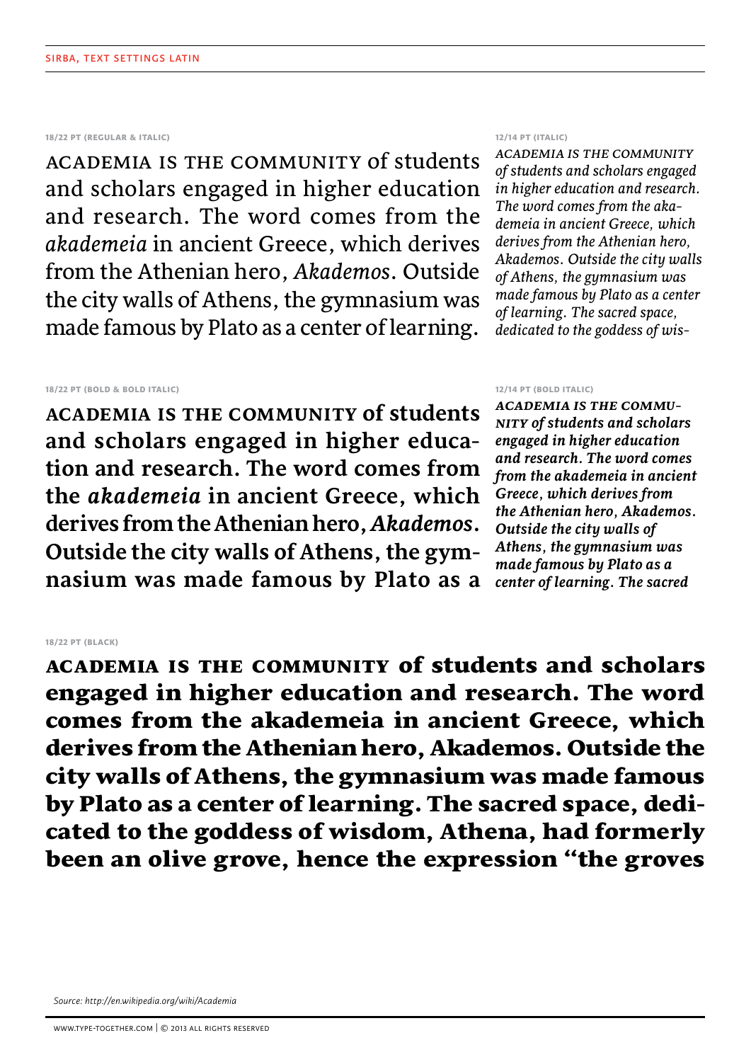SIRBA, TEXT SETTINGS LATIN

**18/22 PT (REGULAR & ITALIC)**

ACADEMIA IS THE COMMUNITY of students and scholars engaged in higher education and research. The word comes from the *akademeia* in ancient Greece, which derives from the Athenian hero, *Akademos*. Outside the city walls of Athens, the gymnasium was made famous by Plato as a center of learning.

**12/14 PT (ITALIC)**

*ACADEMIA IS THE COMMUNITY of students and scholars engaged in higher education and research. The word comes from the aka-demeia in ancient Greece, which derives from the Athenian hero, Akademos. Outside the city walls of Athens, the gymnasium was made famous by Plato as a center of learning. The sacred space, dedicated to the goddess of wis-*

**18/22 PT (BOLD & BOLD ITALIC)**

**ACADEMIA IS THE COMMUNITY of students and scholars engaged in higher educa-tion and research. The word comes from the *akademeia* in ancient Greece, which derives from the Athenian hero, *Akademos*. Outside the city walls of Athens, the gym-nasium was made famous by Plato as a**

**12/14 PT (BOLD ITALIC)**

***ACADEMIA IS THE COMMU-NITY of students and scholars engaged in higher education and research. The word comes from the akademeia in ancient Greece, which derives from the Athenian hero, Akademos. Outside the city walls of Athens, the gymnasium was made famous by Plato as a center of learning. The sacred***

**18/22 PT (BLACK)**

**ACADEMIA IS THE COMMUNITY of students and scholars engaged in higher education and research. The word comes from the akademeia in ancient Greece, which derives from the Athenian hero, Akademos. Outside the city walls of Athens, the gymnasium was made famous by Plato as a center of learning. The sacred space, dedi-cated to the goddess of wisdom, Athena, had formerly been an olive grove, hence the expression "the groves**

*Source: http://en.wikipedia.org/wiki/Academia*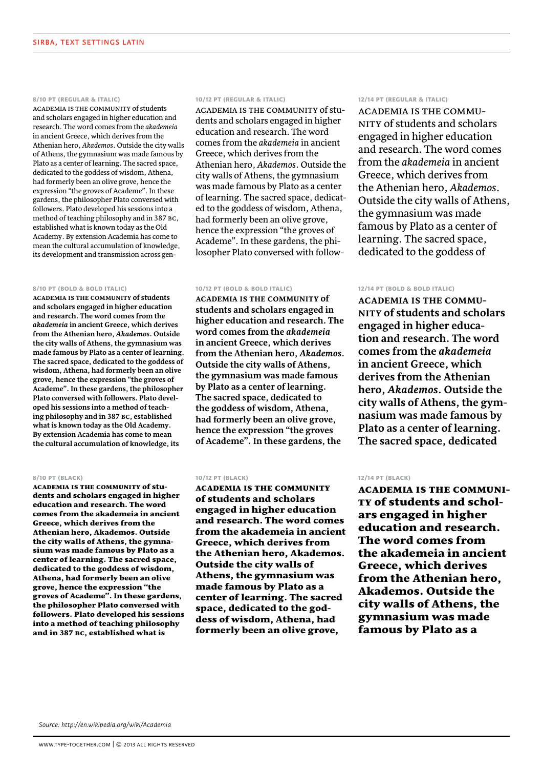SIRBA, TEXT SETTINGS LATIN

###### 8/10 PT (REGULAR & ITALIC)

ACADEMIA IS THE COMMUNITY of students and scholars engaged in higher education and research. The word comes from the *akademeia* in ancient Greece, which derives from the Athenian hero, *Akademos*. Outside the city walls of Athens, the gymnasium was made famous by Plato as a center of learning. The sacred space, dedicated to the goddess of wisdom, Athena, had formerly been an olive grove, hence the expression "the groves of Academe". In these gardens, the philosopher Plato conversed with followers. Plato developed his sessions into a method of teaching philosophy and in 387 BC, established what is known today as the Old Academy. By extension Academia has come to mean the cultural accumulation of knowledge, its development and transmission across gen-

###### 10/12 PT (REGULAR & ITALIC)

ACADEMIA IS THE COMMUNITY of students and scholars engaged in higher education and research. The word comes from the *akademeia* in ancient Greece, which derives from the Athenian hero, *Akademos*. Outside the city walls of Athens, the gymnasium was made famous by Plato as a center of learning. The sacred space, dedicated to the goddess of wisdom, Athena, had formerly been an olive grove, hence the expression "the groves of Academe". In these gardens, the philosopher Plato conversed with follow-

###### 12/14 PT (REGULAR & ITALIC)

ACADEMIA IS THE COMMUNITY of students and scholars engaged in higher education and research. The word comes from the *akademeia* in ancient Greece, which derives from the Athenian hero, *Akademos*. Outside the city walls of Athens, the gymnasium was made famous by Plato as a center of learning. The sacred space, dedicated to the goddess of

###### 8/10 PT (BOLD & BOLD ITALIC)

**ACADEMIA IS THE COMMUNITY of students and scholars engaged in higher education and research. The word comes from the *akademeia* in ancient Greece, which derives from the Athenian hero, *Akademos*. Outside the city walls of Athens, the gymnasium was made famous by Plato as a center of learning. The sacred space, dedicated to the goddess of wisdom, Athena, had formerly been an olive grove, hence the expression "the groves of Academe". In these gardens, the philosopher Plato conversed with followers. Plato developed his sessions into a method of teaching philosophy and in 387 BC, established what is known today as the Old Academy. By extension Academia has come to mean the cultural accumulation of knowledge, its**

###### 10/12 PT (BOLD & BOLD ITALIC)

**ACADEMIA IS THE COMMUNITY of students and scholars engaged in higher education and research. The word comes from the *akademeia* in ancient Greece, which derives from the Athenian hero, *Akademos*. Outside the city walls of Athens, the gymnasium was made famous by Plato as a center of learning. The sacred space, dedicated to the goddess of wisdom, Athena, had formerly been an olive grove, hence the expression "the groves of Academe". In these gardens, the**

###### 12/14 PT (BOLD & BOLD ITALIC)

**ACADEMIA IS THE COMMUNITY of students and scholars engaged in higher education and research. The word comes from the *akademeia* in ancient Greece, which derives from the Athenian hero, *Akademos*. Outside the city walls of Athens, the gymnasium was made famous by Plato as a center of learning. The sacred space, dedicated**

###### 8/10 PT (BLACK)

**ACADEMIA IS THE COMMUNITY of students and scholars engaged in higher education and research. The word comes from the akademeia in ancient Greece, which derives from the Athenian hero, Akademos. Outside the city walls of Athens, the gymnasium was made famous by Plato as a center of learning. The sacred space, dedicated to the goddess of wisdom, Athena, had formerly been an olive grove, hence the expression "the groves of Academe". In these gardens, the philosopher Plato conversed with followers. Plato developed his sessions into a method of teaching philosophy and in 387 BC, established what is**

###### 10/12 PT (BLACK)

**ACADEMIA IS THE COMMUNITY of students and scholars engaged in higher education and research. The word comes from the akademeia in ancient Greece, which derives from the Athenian hero, Akademos. Outside the city walls of Athens, the gymnasium was made famous by Plato as a center of learning. The sacred space, dedicated to the goddess of wisdom, Athena, had formerly been an olive grove,**

###### 12/14 PT (BLACK)

**ACADEMIA IS THE COMMUNITY of students and scholars engaged in higher education and research. The word comes from the akademeia in ancient Greece, which derives from the Athenian hero, Akademos. Outside the city walls of Athens, the gymnasium was made famous by Plato as a**

*Source: http://en.wikipedia.org/wiki/Academia*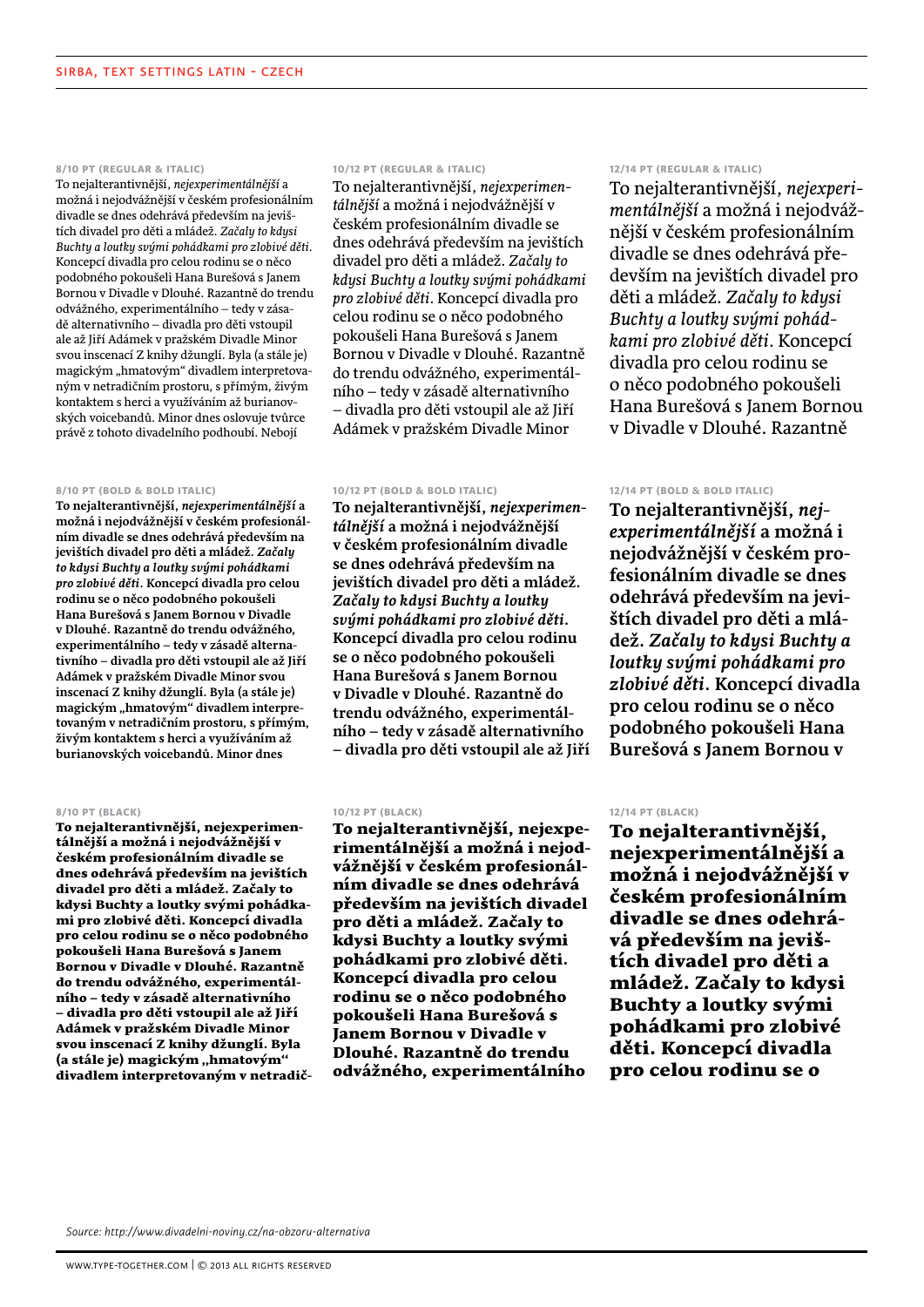# SIRBA, TEXT SETTINGS LATIN - CZECH

#### 8/10 PT (REGULAR & ITALIC)

To nejalternantivnější, *nejexperimentálnější* a možná i nejodvážnější v českém profesionálním divadle se dnes odehrává především na jevištích divadel pro děti a mládež. *Začaly to kdysi Buchty a loutky svými pohádkami pro zlobivé děti*. Koncepcí divadla pro celou rodinu se o něco podobného pokoušeli Hana Burešová s Janem Bornou v Divadle v Dlouhé. Razantně do trendu odvážného, experimentálního – tedy v zásadě alternativního – divadla pro děti vstoupil ale až Jiří Adámek v pražském Divadle Minor svou inscenací Z knihy džunglí. Byla (a stále je) magickým „hmatovým" divadlem interpretovaným v netradičním prostoru, s přímým, živým kontaktem s herci a využíváním až burianovských voicebandů. Minor dnes oslovuje tvůrce právě z tohoto divadelního podhoubí. Nebojí

#### 10/12 PT (REGULAR & ITALIC)

To nejalternantivnější, *nejexperimentálnější* a možná i nejodvážnější v českém profesionálním divadle se dnes odehrává především na jevištích divadel pro děti a mládež. *Začaly to kdysi Buchty a loutky svými pohádkami pro zlobivé děti*. Koncepcí divadla pro celou rodinu se o něco podobného pokoušeli Hana Burešová s Janem Bornou v Divadle v Dlouhé. Razantně do trendu odvážného, experimentálního – tedy v zásadě alternativního – divadla pro děti vstoupil ale až Jiří Adámek v pražském Divadle Minor

#### 12/14 PT (REGULAR & ITALIC)

To nejalternantivnější, *nejexperimentálnější* a možná i nejodvážnější v českém profesionálním divadle se dnes odehrává především na jevištích divadel pro děti a mládež. *Začaly to kdysi Buchty a loutky svými pohádkami pro zlobivé děti*. Koncepcí divadla pro celou rodinu se o něco podobného pokoušeli Hana Burešová s Janem Bornou v Divadle v Dlouhé. Razantně

#### 8/10 PT (BOLD & BOLD ITALIC)

**To nejalternantivnější, *nejexperimentálnější* a možná i nejodvážnější v českém profesionálním divadle se dnes odehrává především na jevištích divadel pro děti a mládež. *Začaly to kdysi Buchty a loutky svými pohádkami pro zlobivé děti*. Koncepcí divadla pro celou rodinu se o něco podobného pokoušeli Hana Burešová s Janem Bornou v Divadle v Dlouhé. Razantně do trendu odvážného, experimentálního – tedy v zásadě alternativního – divadla pro děti vstoupil ale až Jiří Adámek v pražském Divadle Minor svou inscenací Z knihy džunglí. Byla (a stále je) magickým „hmatovým" divadlem interpretovaným v netradičním prostoru, s přímým, živým kontaktem s herci a využíváním až burianovských voicebandů. Minor dnes**

#### 10/12 PT (BOLD & BOLD ITALIC)

**To nejalternantivnější, *nejexperimentálnější* a možná i nejodvážnější v českém profesionálním divadle se dnes odehrává především na jevištích divadel pro děti a mládež. *Začaly to kdysi Buchty a loutky svými pohádkami pro zlobivé děti*. Koncepcí divadla pro celou rodinu se o něco podobného pokoušeli Hana Burešová s Janem Bornou v Divadle v Dlouhé. Razantně do trendu odvážného, experimentálního – tedy v zásadě alternativního – divadla pro děti vstoupil ale až Jiří**

#### 12/14 PT (BOLD & BOLD ITALIC)

**To nejalternantivnější, *nejexperimentálnější* a možná i nejodvážnější v českém profesionálním divadle se dnes odehrává především na jevištích divadel pro děti a mládež. *Začaly to kdysi Buchty a loutky svými pohádkami pro zlobivé děti*. Koncepcí divadla pro celou rodinu se o něco podobného pokoušeli Hana Burešová s Janem Bornou v**

#### 8/10 PT (BLACK)

**To nejalternantivnější, nejexperimentálnější a možná i nejodvážnější v českém profesionálním divadle se dnes odehrává především na jevištích divadel pro děti a mládež. Začaly to kdysi Buchty a loutky svými pohádkami pro zlobivé děti. Koncepcí divadla pro celou rodinu se o něco podobného pokoušeli Hana Burešová s Janem Bornou v Divadle v Dlouhé. Razantně do trendu odvážného, experimentálního – tedy v zásadě alternativního – divadla pro děti vstoupil ale až Jiří Adámek v pražském Divadle Minor svou inscenací Z knihy džunglí. Byla (a stále je) magickým „hmatovým" divadlem interpretovaným v netradič-**

#### 10/12 PT (BLACK)

**To nejalternantivnější, nejexperimentálnější a možná i nejodvážnější v českém profesionálním divadle se dnes odehrává především na jevištích divadel pro děti a mládež. Začaly to kdysi Buchty a loutky svými pohádkami pro zlobivé děti. Koncepcí divadla pro celou rodinu se o něco podobného pokoušeli Hana Burešová s Janem Bornou v Divadle v Dlouhé. Razantně do trendu odvážného, experimentálního**

#### 12/14 PT (BLACK)

**To nejalternantivnější, nejexperimentálnější a možná i nejodvážnější v českém profesionálním divadle se dnes odehrává především na jevištích divadel pro děti a mládež. Začaly to kdysi Buchty a loutky svými pohádkami pro zlobivé děti. Koncepcí divadla pro celou rodinu se o**

*Source: http://www.divadelni-noviny.cz/na-obzoru-alternativa*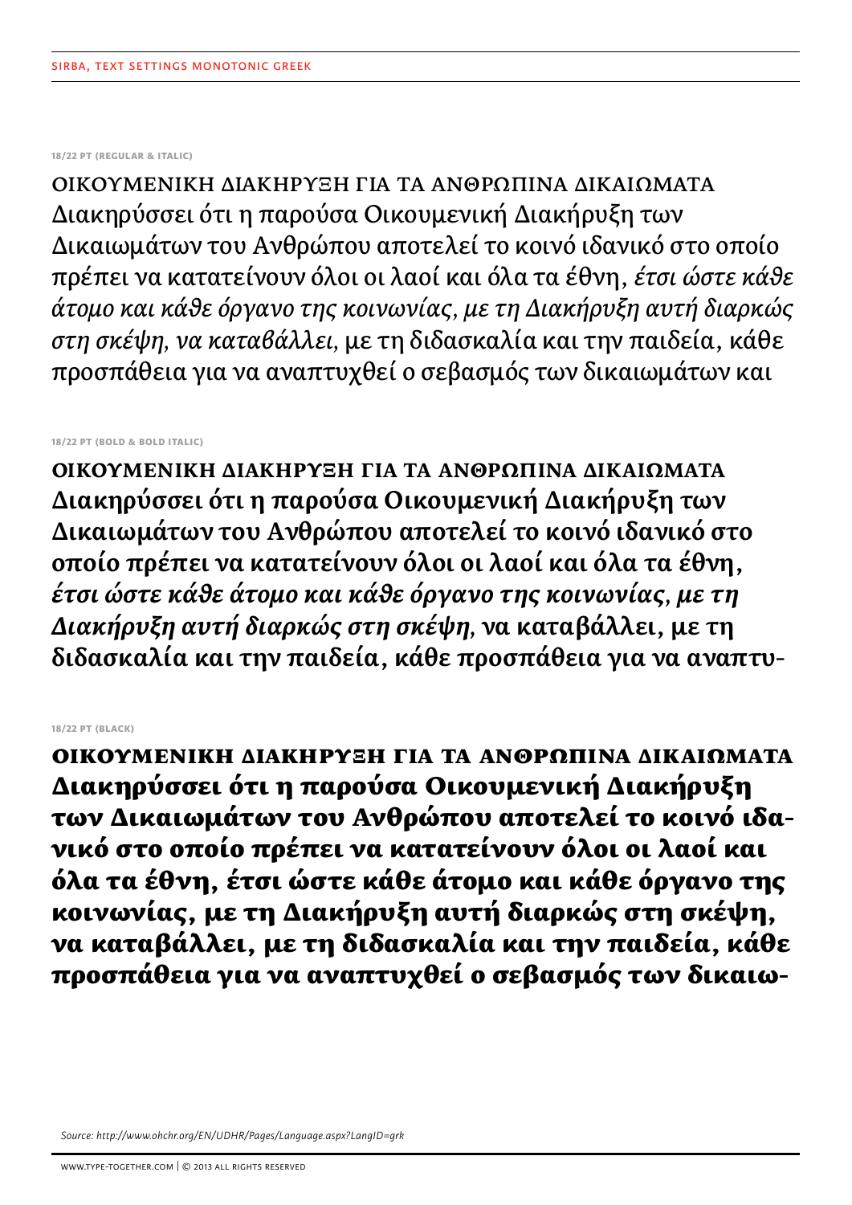SIRBA, TEXT SETTINGS MONOTONIC GREEK

18/22 PT (REGULAR & ITALIC)

ΟΙΚΟΥΜΕΝΙΚΗ ΔΙΑΚΗΡΥΞΗ ΓΙΑ ΤΑ ΑΝΘΡΩΠΙΝΑ ΔΙΚΑΙΩΜΑΤΑ
Διακηρύσσει ότι η παρούσα Οικουμενική Διακήρυξη των Δικαιωμάτων του Ανθρώπου αποτελεί το κοινό ιδανικό στο οποίο πρέπει να κατατείνουν όλοι οι λαοί και όλα τα έθνη, *έτσι ώστε κάθε άτομο και κάθε όργανο της κοινωνίας, με τη Διακήρυξη αυτή διαρκώς στη σκέψη, να καταβάλλει,* με τη διδασκαλία και την παιδεία, κάθε προσπάθεια για να αναπτυχθεί ο σεβασμός των δικαιωμάτων και

18/22 PT (BOLD & BOLD ITALIC)

**ΟΙΚΟΥΜΕΝΙΚΗ ΔΙΑΚΗΡΥΞΗ ΓΙΑ ΤΑ ΑΝΘΡΩΠΙΝΑ ΔΙΚΑΙΩΜΑΤΑ
Διακηρύσσει ότι η παρούσα Οικουμενική Διακήρυξη των Δικαιωμάτων του Ανθρώπου αποτελεί το κοινό ιδανικό στο οποίο πρέπει να κατατείνουν όλοι οι λαοί και όλα τα έθνη,** ***έτσι ώστε κάθε άτομο και κάθε όργανο της κοινωνίας, με τη Διακήρυξη αυτή διαρκώς στη σκέψη,*** **να καταβάλλει, με τη διδασκαλία και την παιδεία, κάθε προσπάθεια για να αναπτυ-**

18/22 PT (BLACK)

**ΟΙΚΟΥΜΕΝΙΚΗ ΔΙΑΚΗΡΥΞΗ ΓΙΑ ΤΑ ΑΝΘΡΩΠΙΝΑ ΔΙΚΑΙΩΜΑΤΑ
Διακηρύσσει ότι η παρούσα Οικουμενική Διακήρυξη των Δικαιωμάτων του Ανθρώπου αποτελεί το κοινό ιδανικό στο οποίο πρέπει να κατατείνουν όλοι οι λαοί και όλα τα έθνη, έτσι ώστε κάθε άτομο και κάθε όργανο της κοινωνίας, με τη Διακήρυξη αυτή διαρκώς στη σκέψη, να καταβάλλει, με τη διδασκαλία και την παιδεία, κάθε προσπάθεια για να αναπτυχθεί ο σεβασμός των δικαιω-**

*Source: http://www.ohchr.org/EN/UDHR/Pages/Language.aspx?LangID=grk*

WWW.TYPE-TOGETHER.COM | © 2013 ALL RIGHTS RESERVED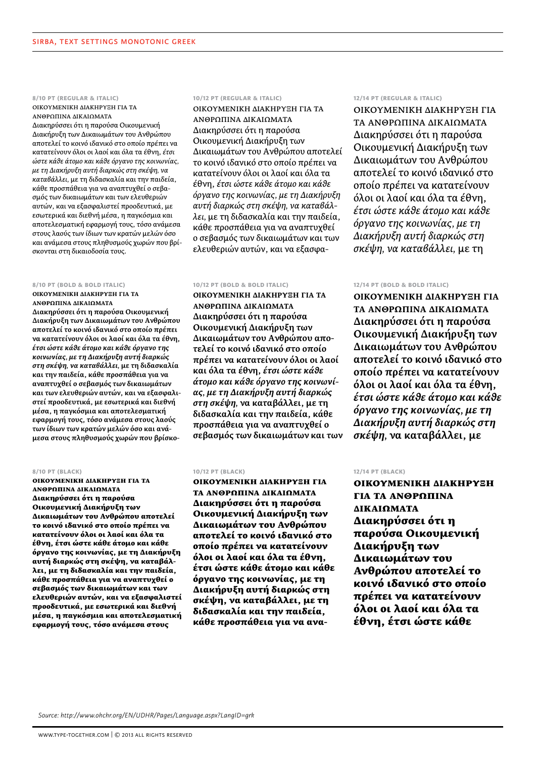## SIRBA, TEXT SETTINGS MONOTONIC GREEK

### 8/10 PT (REGULAR & ITALIC)

ΟΙΚΟΥΜΕΝΙΚΗ ΔΙΑΚΗΡΥΞΗ ΓΙΑ ΤΑ ΑΝΘΡΩΠΙΝΑ ΔΙΚΑΙΩΜΑΤΑ
Διακηρύσσει ότι η παρούσα Οικουμενική Διακήρυξη των Δικαιωμάτων του Ανθρώπου αποτελεί το κοινό ιδανικό στο οποίο πρέπει να κατατείνουν όλοι οι λαοί και όλα τα έθνη, *έτσι ώστε κάθε άτομο και κάθε όργανο της κοινωνίας, με τη Διακήρυξη αυτή διαρκώς στη σκέψη, να καταβάλλει*, με τη διδασκαλία και την παιδεία, κάθε προσπάθεια για να αναπτυχθεί ο σεβασμός των δικαιωμάτων και των ελευθεριών αυτών, και να εξασφαλιστεί προοδευτικά, με εσωτερικά και διεθνή μέσα, η παγκόσμια και αποτελεσματική εφαρμογή τους, τόσο ανάμεσα στους λαούς των ίδιων των κρατών μελών όσο και ανάμεσα στους πληθυσμούς χωρών που βρίσκονται στη δικαιοδοσία τους.

### 10/12 PT (REGULAR & ITALIC)

ΟΙΚΟΥΜΕΝΙΚΗ ΔΙΑΚΗΡΥΞΗ ΓΙΑ ΤΑ ΑΝΘΡΩΠΙΝΑ ΔΙΚΑΙΩΜΑΤΑ
Διακηρύσσει ότι η παρούσα Οικουμενική Διακήρυξη των Δικαιωμάτων του Ανθρώπου αποτελεί το κοινό ιδανικό στο οποίο πρέπει να κατατείνουν όλοι οι λαοί και όλα τα έθνη, *έτσι ώστε κάθε άτομο και κάθε όργανο της κοινωνίας, με τη Διακήρυξη αυτή διαρκώς στη σκέψη, να καταβάλλει*, με τη διδασκαλία και την παιδεία, κάθε προσπάθεια για να αναπτυχθεί ο σεβασμός των δικαιωμάτων και των ελευθεριών αυτών, και να εξασφα-

### 12/14 PT (REGULAR & ITALIC)

ΟΙΚΟΥΜΕΝΙΚΗ ΔΙΑΚΗΡΥΞΗ ΓΙΑ ΤΑ ΑΝΘΡΩΠΙΝΑ ΔΙΚΑΙΩΜΑΤΑ
Διακηρύσσει ότι η παρούσα Οικουμενική Διακήρυξη των Δικαιωμάτων του Ανθρώπου αποτελεί το κοινό ιδανικό στο οποίο πρέπει να κατατείνουν όλοι οι λαοί και όλα τα έθνη, *έτσι ώστε κάθε άτομο και κάθε όργανο της κοινωνίας, με τη Διακήρυξη αυτή διαρκώς στη σκέψη, να καταβάλλει*, με τη

### 8/10 PT (BOLD & BOLD ITALIC)

**ΟΙΚΟΥΜΕΝΙΚΗ ΔΙΑΚΗΡΥΞΗ ΓΙΑ ΤΑ ΑΝΘΡΩΠΙΝΑ ΔΙΚΑΙΩΜΑΤΑ**
**Διακηρύσσει ότι η παρούσα Οικουμενική Διακήρυξη των Δικαιωμάτων του Ανθρώπου αποτελεί το κοινό ιδανικό στο οποίο πρέπει να κατατείνουν όλοι οι λαοί και όλα τα έθνη,** ***έτσι ώστε κάθε άτομο και κάθε όργανο της κοινωνίας, με τη Διακήρυξη αυτή διαρκώς στη σκέψη, να καταβάλλει*****, με τη διδασκαλία και την παιδεία, κάθε προσπάθεια για να αναπτυχθεί ο σεβασμός των δικαιωμάτων και των ελευθεριών αυτών, και να εξασφαλιστεί προοδευτικά, με εσωτερικά και διεθνή μέσα, η παγκόσμια και αποτελεσματική εφαρμογή τους, τόσο ανάμεσα στους λαούς των ίδιων των κρατών μελών όσο και ανάμεσα στους πληθυσμούς χωρών που βρίσκο-**

### 10/12 PT (BOLD & BOLD ITALIC)

**ΟΙΚΟΥΜΕΝΙΚΗ ΔΙΑΚΗΡΥΞΗ ΓΙΑ ΤΑ ΑΝΘΡΩΠΙΝΑ ΔΙΚΑΙΩΜΑΤΑ**
**Διακηρύσσει ότι η παρούσα Οικουμενική Διακήρυξη των Δικαιωμάτων του Ανθρώπου αποτελεί το κοινό ιδανικό στο οποίο πρέπει να κατατείνουν όλοι οι λαοί και όλα τα έθνη,** ***έτσι ώστε κάθε άτομο και κάθε όργανο της κοινωνίας, με τη Διακήρυξη αυτή διαρκώς στη σκέψη*****, να καταβάλλει, με τη διδασκαλία και την παιδεία, κάθε προσπάθεια για να αναπτυχθεί ο σεβασμός των δικαιωμάτων και των**

### 12/14 PT (BOLD & BOLD ITALIC)

**ΟΙΚΟΥΜΕΝΙΚΗ ΔΙΑΚΗΡΥΞΗ ΓΙΑ ΤΑ ΑΝΘΡΩΠΙΝΑ ΔΙΚΑΙΩΜΑΤΑ**
**Διακηρύσσει ότι η παρούσα Οικουμενική Διακήρυξη των Δικαιωμάτων του Ανθρώπου αποτελεί το κοινό ιδανικό στο οποίο πρέπει να κατατείνουν όλοι οι λαοί και όλα τα έθνη,** ***έτσι ώστε κάθε άτομο και κάθε όργανο της κοινωνίας, με τη Διακήρυξη αυτή διαρκώς στη σκέψη*****, να καταβάλλει, με**

### 8/10 PT (BLACK)

**ΟΙΚΟΥΜΕΝΙΚΗ ΔΙΑΚΗΡΥΞΗ ΓΙΑ ΤΑ ΑΝΘΡΩΠΙΝΑ ΔΙΚΑΙΩΜΑΤΑ**
**Διακηρύσσει ότι η παρούσα Οικουμενική Διακήρυξη των Δικαιωμάτων του Ανθρώπου αποτελεί το κοινό ιδανικό στο οποίο πρέπει να κατατείνουν όλοι οι λαοί και όλα τα έθνη, έτσι ώστε κάθε άτομο και κάθε όργανο της κοινωνίας, με τη Διακήρυξη αυτή διαρκώς στη σκέψη, να καταβάλλει, με τη διδασκαλία και την παιδεία, κάθε προσπάθεια για να αναπτυχθεί ο σεβασμός των δικαιωμάτων και των ελευθεριών αυτών, και να εξασφαλιστεί προοδευτικά, με εσωτερικά και διεθνή μέσα, η παγκόσμια και αποτελεσματική εφαρμογή τους, τόσο ανάμεσα στους**

### 10/12 PT (BLACK)

**ΟΙΚΟΥΜΕΝΙΚΗ ΔΙΑΚΗΡΥΞΗ ΓΙΑ ΤΑ ΑΝΘΡΩΠΙΝΑ ΔΙΚΑΙΩΜΑΤΑ**
**Διακηρύσσει ότι η παρούσα Οικουμενική Διακήρυξη των Δικαιωμάτων του Ανθρώπου αποτελεί το κοινό ιδανικό στο οποίο πρέπει να κατατείνουν όλοι οι λαοί και όλα τα έθνη, έτσι ώστε κάθε άτομο και κάθε όργανο της κοινωνίας, με τη Διακήρυξη αυτή διαρκώς στη σκέψη, να καταβάλλει, με τη διδασκαλία και την παιδεία, κάθε προσπάθεια για να ανα-**

### 12/14 PT (BLACK)

**ΟΙΚΟΥΜΕΝΙΚΗ ΔΙΑΚΗΡΥΞΗ ΓΙΑ ΤΑ ΑΝΘΡΩΠΙΝΑ ΔΙΚΑΙΩΜΑΤΑ**
**Διακηρύσσει ότι η παρούσα Οικουμενική Διακήρυξη των Δικαιωμάτων του Ανθρώπου αποτελεί το κοινό ιδανικό στο οποίο πρέπει να κατατείνουν όλοι οι λαοί και όλα τα έθνη, έτσι ώστε κάθε**

*Source: http://www.ohchr.org/EN/UDHR/Pages/Language.aspx?LangID=grk*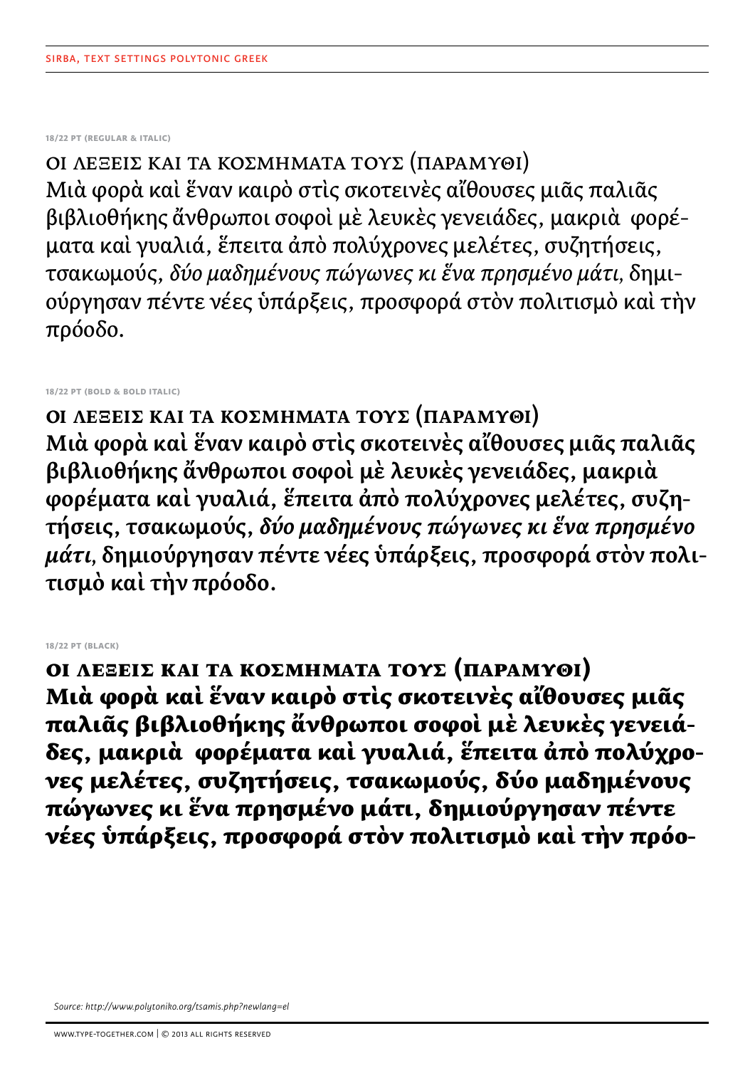SIRBA, TEXT SETTINGS POLYTONIC GREEK

18/22 PT (REGULAR & ITALIC)

ΟΙ ΛΕΞΕΙΣ ΚΑΙ ΤΑ ΚΟΣΜΗΜΑΤΑ ΤΟΥΣ (ΠΑΡΑΜΥΘΙ)
Μιὰ φορὰ καὶ ἕναν καιρὸ στὶς σκοτεινὲς αἴθουσες μιᾶς παλιᾶς βιβλιοθήκης ἄνθρωποι σοφοὶ μὲ λευκὲς γενειάδες, μακριὰ φορέματα καὶ γυαλιά, ἔπειτα ἀπὸ πολύχρονες μελέτες, συζητήσεις, τσακωμούς, *δύο μαδημένους πώγωνες κι ἕνα πρησμένο μάτι,* δημιούργησαν πέντε νέες ὑπάρξεις, προσφορά στὸν πολιτισμὸ καὶ τὴν πρόοδο.

18/22 PT (BOLD & BOLD ITALIC)

**ΟΙ ΛΕΞΕΙΣ ΚΑΙ ΤΑ ΚΟΣΜΗΜΑΤΑ ΤΟΥΣ (ΠΑΡΑΜΥΘΙ)**
**Μιὰ φορὰ καὶ ἕναν καιρὸ στὶς σκοτεινὲς αἴθουσες μιᾶς παλιᾶς βιβλιοθήκης ἄνθρωποι σοφοὶ μὲ λευκὲς γενειάδες, μακριὰ φορέματα καὶ γυαλιά, ἔπειτα ἀπὸ πολύχρονες μελέτες, συζητήσεις, τσακωμούς, *δύο μαδημένους πώγωνες κι ἕνα πρησμένο μάτι,* δημιούργησαν πέντε νέες ὑπάρξεις, προσφορά στὸν πολιτισμὸ καὶ τὴν πρόοδο.**

18/22 PT (BLACK)

**ΟΙ ΛΕΞΕΙΣ ΚΑΙ ΤΑ ΚΟΣΜΗΜΑΤΑ ΤΟΥΣ (ΠΑΡΑΜΥΘΙ)**
**Μιὰ φορὰ καὶ ἕναν καιρὸ στὶς σκοτεινὲς αἴθουσες μιᾶς παλιᾶς βιβλιοθήκης ἄνθρωποι σοφοὶ μὲ λευκὲς γενειάδες, μακριὰ φορέματα καὶ γυαλιά, ἔπειτα ἀπὸ πολύχρονες μελέτες, συζητήσεις, τσακωμούς, δύο μαδημένους πώγωνες κι ἕνα πρησμένο μάτι, δημιούργησαν πέντε νέες ὑπάρξεις, προσφορά στὸν πολιτισμὸ καὶ τὴν πρόο-**

*Source: http://www.polytoniko.org/tsamis.php?newlang=el*

WWW.TYPE-TOGETHER.COM | © 2013 ALL RIGHTS RESERVED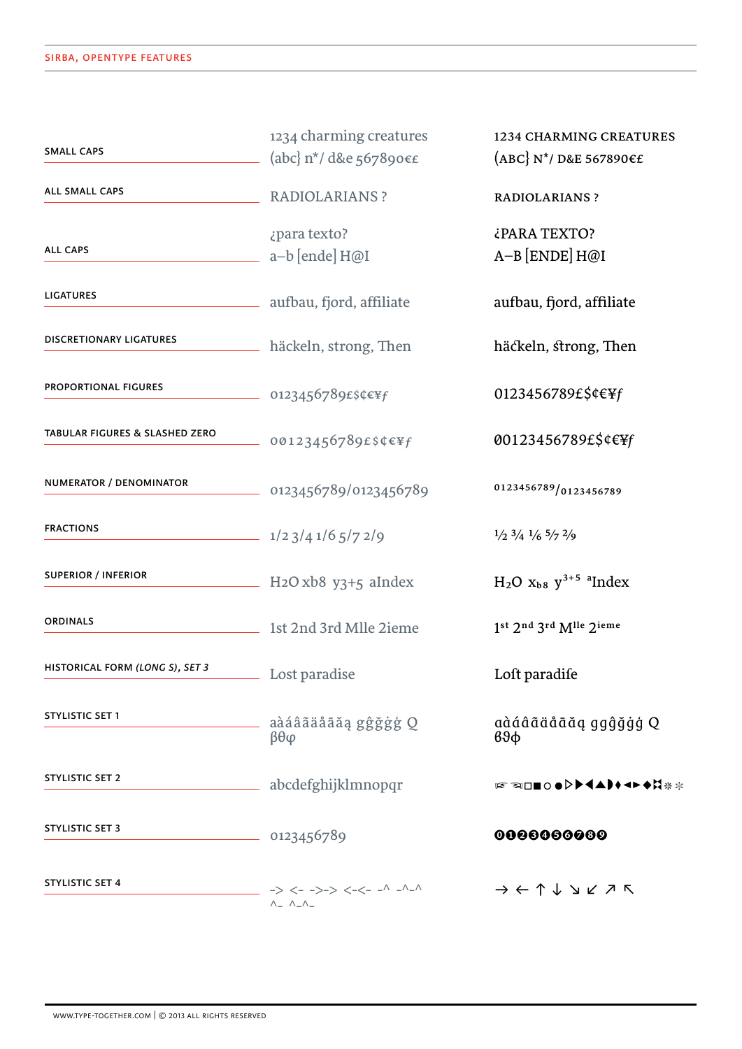| | | |
|---|---|---|
| SMALL CAPS | 1234 charming creatures (abc} n*/ d&e 567890€£ | 1234 CHARMING CREATURES (ABC} N*/ D&E 567890€£ |
| ALL SMALL CAPS | RADIOLARIANS ? | RADIOLARIANS ? |
| ALL CAPS | ¿para texto? a–b [ende] H@I | ¿PARA TEXTO? A–B [ENDE] H@I |
| LIGATURES | aufbau, fjord, affiliate | aufbau, fjord, affiliate |
| DISCRETIONARY LIGATURES | häckeln, strong, Then | häckeln, strong, Then |
| PROPORTIONAL FIGURES | 0123456789£$¢€¥ƒ | 0123456789£$¢€¥ƒ |
| TABULAR FIGURES & SLASHED ZERO | 00123456789£$¢€¥ƒ | Ø0123456789£$¢€¥ƒ |
| NUMERATOR / DENOMINATOR | 0123456789/0123456789 | 0123456789/0123456789 |
| FRACTIONS | 1/2 3/4 1/6 5/7 2/9 | ½ ¾ ⅙ 5/7 2/9 |
| SUPERIOR / INFERIOR | H2O xb8 y3+5 aIndex | $H_2O$ $x_{b8}$ $y^{3+5}$ $^{a}$Index |
| ORDINALS | 1st 2nd 3rd Mlle 2ieme | 1st 2nd 3rd Mlle 2ieme |
| HISTORICAL FORM *(LONG S)*, *SET 3* | Lost paradise | Loſt paradiſe |
| STYLISTIC SET 1 | aàáâãäåāą gĝğġģ Q βθφ | ɑàáâãäåāą gĝğġģ Q βϑϕ |
| STYLISTIC SET 2 | abcdefghijklmnopqr | ☞ ☜ □ ■ ○ ● ▷ ▶ ◀ ▲ ◗ ♦ ◂ ▸ ◆ ⌘ ❊ ❉ |
| STYLISTIC SET 3 | 0123456789 | ⓿❶❷❸❹❺❻❼❽❾ |
| STYLISTIC SET 4 | -> <- ->-> <-<- -^ -^-^ ^\_ ^\_^\_ | → ← ↑ ↓ ↘ ↙ ↗ ↖ |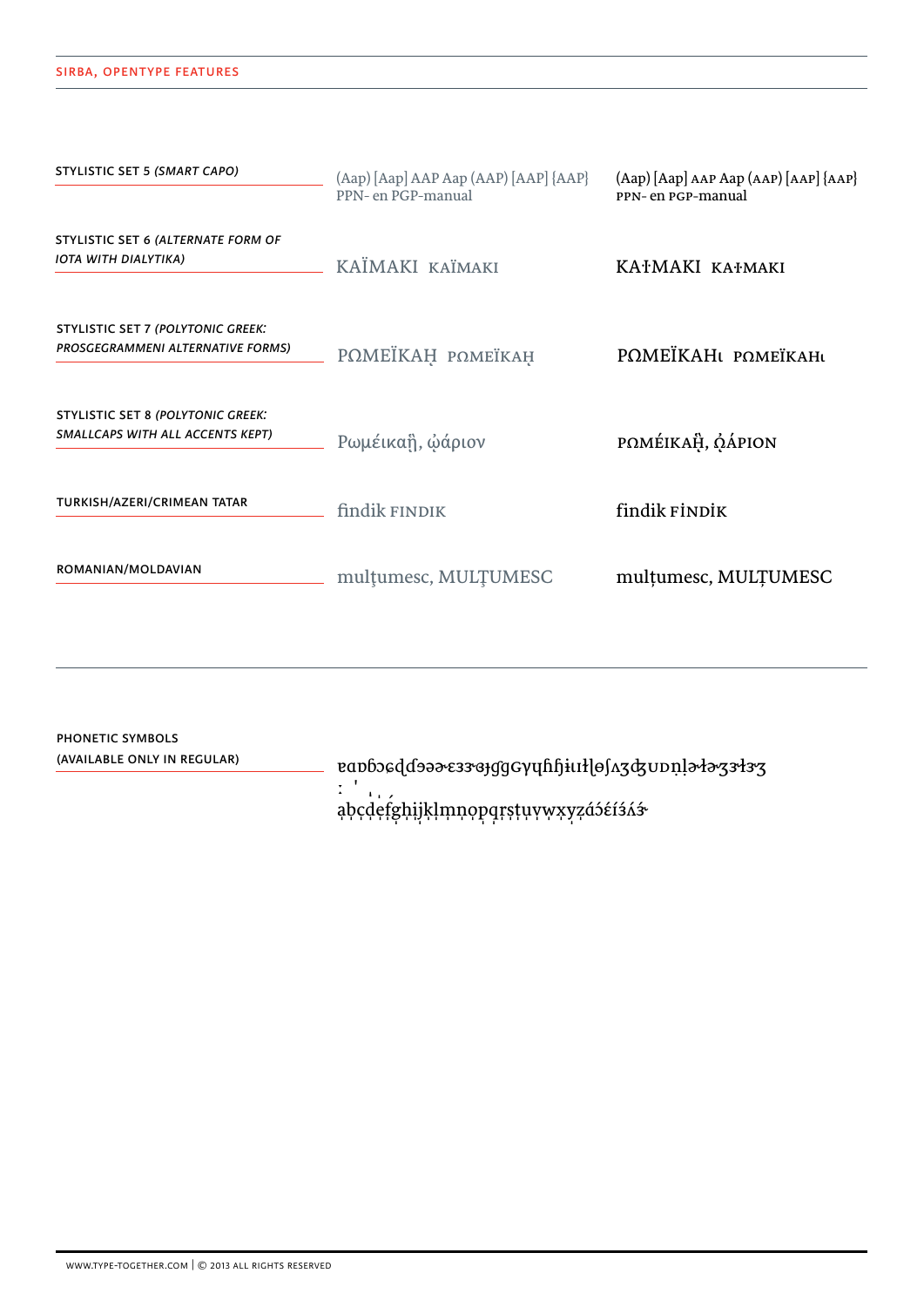SIRBA, OPENTYPE FEATURES

| Feature | Default | Applied |
|---|---|---|
| STYLISTIC SET 5 *(SMART CAPO)* | (Aap) [Aap] AAP Aap (AAP) [AAP] {AAP} PPN- en PGP-manual | (Aap) [Aap] AAP Aap (AAP) [AAP] {AAP} PPN- en PGP-manual |
| STYLISTIC SET 6 *(ALTERNATE FORM OF IOTA WITH DIALYTIKA)* | KAÏMAKI KAÏMAKI | KAÏMAKI KAÏMAKI |
| STYLISTIC SET 7 *(POLYTONIC GREEK: PROSGEGRAMMENI ALTERNATIVE FORMS)* | ΡΩΜΕΪΚΑΗ̦ ΡΩΜΕΪΚΑΗ̦ | ΡΩΜΕΪΚΑΗι ΡΩΜΕΪΚΑΗι |
| STYLISTIC SET 8 *(POLYTONIC GREEK: SMALLCAPS WITH ALL ACCENTS KEPT)* | Ρωμέικαῇ, ᾠάριον | ΡΩΜΈΙΚΑῌ, ᾨΆΡΙΟΝ |
| TURKISH/AZERI/CRIMEAN TATAR | findik FINDIK | findik FİNDİK |
| ROMANIAN/MOLDAVIAN | mulţumesc, MULŢUMESC | mulțumesc, MULȚUMESC |

PHONETIC SYMBOLS (AVAILABLE ONLY IN REGULAR)

ɐɑɒɓɔɕɖɗɘəɚɛɜɝɞɟɠɡɢɣɤɥɦɧɨɪɫɬɭɵʃʌʒʤʊɒɲ̩ɭ̩ɚɫɚʒɝɫɝʒ

ː ˈ ˌ ˌ ́

a̩b̩c̩d̩e̩f̩g̩h̩i̩j̩k̩l̩m̩n̩o̩p̩q̩r̩s̩t̩u̩v̩w̩x̩y̩z̩ɑ́ɔ́ɛ́ɪ́ɜ́ʌ́ɝ́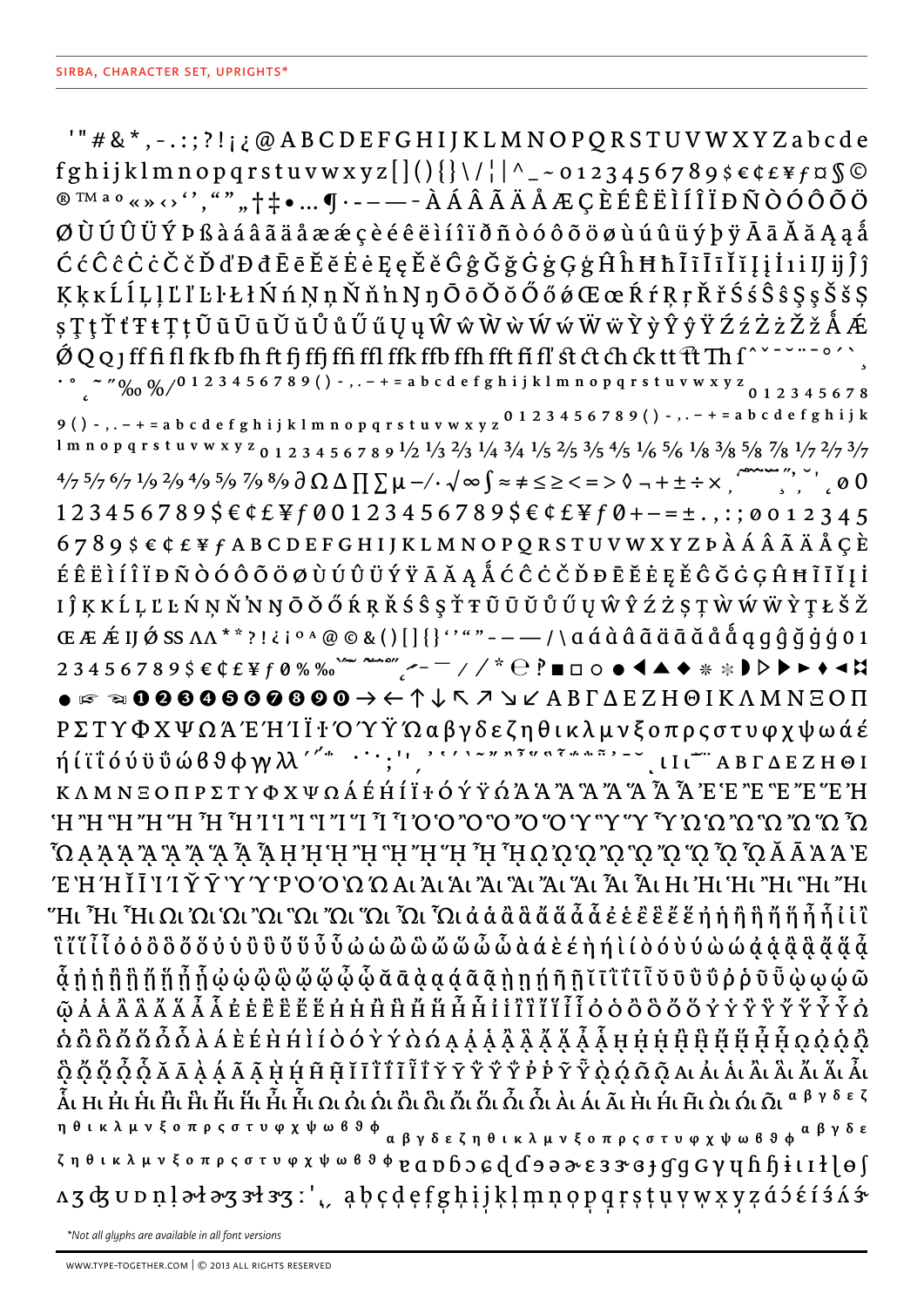SIRBA, CHARACTER SET, UPRIGHTS*

'"#&*,-.:;?!¡¿@ABCDEFGHIJKLMNOPQRSTUVWXYZabcde
fghijklmnopqrstuvwxyz[](){}\/¦|^_~0123456789$€¢£¥ƒ¤§©
®™ªº«»‹›'',""„†‡•…¶·–——-ÀÁÂÃÄÅÆÇÈÉÊËÌÍÎÏÐÑÒÓÔÕÖ
ØÙÚÛÜÝÞßàáâãäåæçèéêëìíîïðñòóôõöøùúûüýþÿĀāĂăĄąǻ
ĆćĈĉĊċČčĎďĐđĒēĔĕĖėĘęĚěĜĝĞğĠġĢģĤĥĦħĨĩĪīĬĭĮįİıĲĳĴĵ
ĶķĸĹĺĻļĽľĿŀŁłŃńŅņŇňŉŊŋŌōŎŏŐőŒœŔŕŖŗŘřŚśŜŝŞşŠšȘ
șŢţŤťŦŧȚțŨũŪūŬŭŮůŰűŲųŴŵẀẁẂẃẄẅỲỳŶŷŸŹźŻżŽžǺǼ
ǾQQJffffiflfkfbfhftfjffjffifflffkffbffhfftfifl'stctchckttttTh∫ˆˇ˘˙˚˛˜˝°´`¸
·° ~″‰%/0123456789()-,.-+=abcdefghijklmnopqrstuvwxyz0123456789()-,.-+=abcdefghijklmnopqrstuvwxyz0123456789()-,.-+=abcdefghijklmnopqrstuvwxyz0123456789½⅓⅔¼¾⅕⅖⅗⅘⅙⅚⅛⅜⅝⅞⅐⅔⅜
4/7 5/7 6/7 1/9 2/9 4/9 5/9 7/9 8/9 ∂ΩΔ∏∑µ−/·√∞∫≈≠≤≥<=>◊¬+±÷×ø0
123456789$€¢£¥ƒØ0123456789$€¢£¥ƒØ+−=±.,:;ø012345
6789$€¢£¥ƒABCDEFGHIJKLMNOPQRSTUVWXYZÞÀÁÂÃÄÅÇÈ
ÉÊËÌÍÎÏÐÑÒÓÔÕÖØÙÚÛÜÝŸĀĂĄǺĆĈĊČĎĐĒĔĖĘĚĜĞĠĢĤĦĨĪĬĮİ
IĴĶKĹĻĽĿŃŅŇŊŊŌŎŐŔŖŘŚŜŞŤŦŨŪŬŮŰŲŴŶŹŻȘȚẀẂẄỲŢŁŠŽ
ŒÆǼĲǾSSΛΛ**?!¿¡ºª@©&()[]{}''""-——/\ɑáàâãäāăåǻąɡĝğġģ01
23456789$€¢£¥ƒ0%‰ 
●☞☜❶❷❸❹❺❻❼❽❾❿→←↑↓↖↗↘↙ΑΒΓΔΕΖΗΘΙΚΛΜΝΞΟΠ
ΡΣΤΥΦΧΨΩΆΈΉΊΪΌΎΫΏαβγδεζηθικλμνξοπρςστυφχψωάέ
ήίϊΐόύϋΰώϐϑϕγλ ιΙι ΑΒΓΔΕΖΗΘΙ
ΚΛΜΝΞΟΠΡΣΤΥΦΧΨΩΆΈΉΊΪΌΎΫΏἈἉἊἋἌἍἎἏἘἙἚἛἜἝἨ
ἩἪἫἬἭἮἯἸἹἺἻἼἽἾἿὈὉὊὋὌὍὙὛὝὟὨὩὪὫὬὭὮ
ὯᾈᾉᾊᾋᾌᾍᾎᾏᾘᾙᾚᾛᾜᾝᾞᾟᾨᾩᾪᾫᾬᾭᾮᾯᾸᾹᾺΆῈ
ΈῊΉῘῙῚΊῨῩῪΎῬῸΌῺΏᾼᾈᾉᾊᾋᾌᾍᾎᾏῌᾘᾙᾚᾛᾜ
ᾝᾞᾟῼᾨᾩᾪᾫᾬᾭᾮᾯἀἁἂἃἄἅἆἇἐἑἒἓἔἕἠἡἢἣἤἥἦἧἰἱἲ
ἳἴἵἶἷὀὁὂὃὄὅὐὑὒὓὔὕὖὗὠὡὢὣὤὥὦὧὰάὲέὴήὶίὸόὺύὼώᾀᾁᾂᾃᾄᾅ
ᾆᾐᾑᾒᾓᾔᾕᾖᾗᾠᾡᾢᾣᾤᾥᾦᾧᾰᾱᾲᾳᾴᾶᾷῂῃῄῆῇῐῑῒΐῖῗῠῡῢΰῤῥῦῧῲῳῴῶ
ῷ
ᾼᾈᾉᾊᾋᾌᾍᾎᾏῌᾘᾙᾚᾛᾜᾝᾞᾟῼᾨᾩᾪᾫᾬᾭᾮᾯ
αβγδεζηθικλμνξοπρστυφχψωϐϑϕαβγδεζηθικλμνξοπρστυφχψωϐϑϕαβγδε
ζηθικλμνξοπρστυφχψωϐϑϕɐɑɒɓɔɕɖɗɘəɚɛɜɝɞɟɠɡɢɣɤɥɦɧɨɩɪɫɬɭɮɯɰɱ
ʌʒʤʊʋɲɳɭɹɻʒʓʑʐʑ:'ˌ ạḅçḍẹḟɡḥịj̣ḳḷṃṇọp̣q̣ṛṣṭụṿẉx̣ỵẓǘǿǽíǯǻ

*Not all glyphs are available in all font versions

WWW.TYPE-TOGETHER.COM | © 2013 ALL RIGHTS RESERVED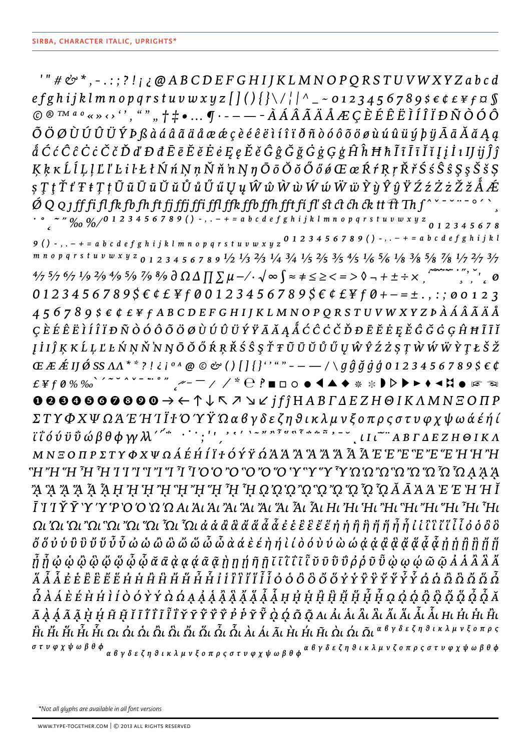SIRBA, CHARACTER ITALIC, UPRIGHTS*

' " # &amp; * , - . : ; ? ! ¡ ¿ @ A B C D E F G H I J K L M N O P Q R S T U V W X Y Z a b c d e f g h i j k l m n o p q r s t u v w x y z [ ] ( ) { } \ / ¦ | ^ _ ~ 0 1 2 3 4 5 6 7 8 9 $ € ¢ £ ¥ ƒ ¤ § © ® ™ ª º « » ‹ › ' ' , " " „ † ‡ • … ¶ · - – — - À Á Â Ã Ä Å Æ Ç È É Ê Ë Ì Í Î Ï Ð Ñ Ò Ó Ô Õ Ö Ø Ù Ú Û Ü Ý Þ ß à á â ã ä å æ ǽ ç è é ê ë ì í î ï ð ñ ò ó ô õ ö ø ù ú û ü ý þ ÿ Ā ā Ă ă Ą ą ǻ Ć ć Ĉ ĉ Ċ ċ Č č Ď ď Đ đ Ē ē Ĕ ĕ Ė ė Ę ę Ě ě Ĝ ĝ Ğ ğ Ġ ġ Ģ ģ Ĥ ĥ Ħ ħ Ĩ ĩ Ī ī Ĭ ĭ Į į İ ı Ĳ ĳ Ĵ ĵ Ķ ķ ĸ Ĺ ĺ Ļ ļ Ľ ľ Ŀ ŀ Ł ł Ń ń Ņ ņ Ň ň ŉ Ŋ ŋ Ō ō Ŏ ŏ Ő ő Ǿ ǿ Œ œ Ŕ ŕ Ŗ ŗ Ř ř Ś ś Ŝ ŝ Ş ş Š š Ș ș Ţ ţ Ť ť Ŧ ŧ Ț ț Ũ ũ Ū ū Ŭ ŭ Ů ů Ű ű Ų ų Ŵ ŵ Ẁ ẁ Ẃ ẃ Ẅ ẅ Ỳ ỳ Ŷ ŷ Ÿ Ź ź Ż ż Ž ž Ǻ Ǽ Ǿ Q Q ȷ ff fi fl fk fb fh ft fj ffj ffi ffl ffk ffb ffh fft fí fľ st ct ch ck tt ŧt Th ʃ ^ ˇ ˘ ˜ ˇ ˘ ¨ ˉ ˚ ´ ` ¸ · ˚ ˛ ~ ″ ‰ %/ 0 1 2 3 4 5 6 7 8 9 ( ) - , . – + = a b c d e f g h i j k l m n o p q r s t u v w x y z 0 1 2 3 4 5 6 7 8 9 ( ) - , . – + = a b c d e f g h i j k l m n o p q r s t u v w x y z 0 1 2 3 4 5 6 7 8 9 ( ) - , . – + = a b c d e f g h i j k l m n o p q r s t u v w x y z 0 1 2 3 4 5 6 7 8 9 ½ ⅓ ⅔ ¼ ¾ ⅕ ⅖ ⅗ ⅘ ⅙ ⅚ ⅛ ⅜ ⅝ ⅞ ⅐ 2/7 3/7 4/7 5/7 6/7 ⅑ 2/9 4/9 5/9 7/9 8/9 ∂ Ω ∆ ∏ ∑ µ – / · √ ∞ ∫ ≈ ≠ ≤ ≥ < = > ◊ ¬ + ± ÷ × ˆ ˜ ˜ ˇ ˙ ˝ ˘ ˛ ¸ ø 0 1 2 3 4 5 6 7 8 9 $ € ¢ £ ¥ ƒ 0 0 1 2 3 4 5 6 7 8 9 $ € ¢ £ ¥ ƒ 0 + – = ± . , : ; 0 0 1 2 3 4 5 6 7 8 9 $ € ¢ £ ¥ ƒ A B C D E F G H I J K L M N O P Q R S T U V W X Y Z Þ À Á Â Ã Ä Å Ç È É Ê Ë Ì Í Î Ï Ð Ñ Ò Ó Ô Õ Ö Ø Ù Ú Û Ü Ý Ÿ Ā Ă Ą Ǻ Ć Ĉ Ċ Č Ď Đ Ē Ĕ Ė Ę Ě Ĝ Ğ Ġ Ģ Ĥ Ħ Ĩ Ī Ĭ Į İ Ĳ Ĵ Ķ K Ĺ Ļ Ľ Ŀ Ł Ń Ņ Ň ŉ Ŋ Ō Ŏ Ő Ŕ Ŗ Ř Ś Ŝ Ş Ť Ŧ Ũ Ū Ŭ Ů Ű Ų Ŵ Ŷ Ź Ż Ș Ț Ẁ Ẃ Ẅ Ỳ Ţ Ł Š Ž Œ Æ Ǽ IJ Ǿ SS Λ Λ * * ? ! ¿ ¡ º ª @ © &amp; ( ) [ ] { } ' ' " " - – — / \ g ĝ ğ ġ ģ 0 1 2 3 4 5 6 7 8 9 $ € ¢ £ ¥ ƒ 0 % ‰ ` ´ ˜ ˘ ˆ ˇ ˉ ¨ ˚ ˝ ¸ ˛ – — / / * ⓔ ⸮ ■ □ ○ ● ◀ ▲ ◆ ❋ ❊ ◗ ▷ ▶ ► ♦ ◄ ⌘ ● ☞ ☜ ❶ ❷ ❸ ❹ ❺ ❻ ❼ ❽ ❾ ❿ → ← ↑ ↓ ↖ ↗ ↘ ↙ ȷ f ĵ Η Α Β Γ Δ Ε Ζ Η Θ Ι Κ Λ Μ Ν Ξ Ο Π Ρ Σ Τ Υ Φ Χ Ψ Ω Ά Έ Ή Ί Ϊ Ό Ύ Ϋ Ώ α β γ δ ε ζ η ϑ ι κ λ μ ν ξ ο π ρ ς σ τ υ φ χ ψ ω ά έ ή ί ϊ ΐ ό ύ ϋ ΰ ώ β θ ϕ γ λ ΄ ΅ · ; ' ' ͺ ι Ι ι ~ ¨ Α Β Γ Δ Ε Ζ Η Θ Ι Κ Λ Μ Ν Ξ Ο Π Ρ Σ Τ Υ Φ Χ Ψ Ω Ά Έ Ή Ί Ϊ Ό Ύ Ϋ Ώ Ἀ Ἁ Ἂ Ἃ Ἄ Ἅ Ἆ Ἇ Ἐ Ἑ Ἒ Ἓ Ἔ Ἕ Ἠ Ἡ Ἢ Ἣ Ἤ Ἥ Ἦ Ἧ Ἰ Ἱ Ἲ Ἳ Ἴ Ἵ Ἶ Ἷ Ὀ Ὁ Ὂ Ὃ Ὄ Ὅ Ὑ Ὓ Ὕ Ὗ Ὠ Ὡ Ὢ Ὣ Ὤ Ὥ Ὦ Ὧ ᾼ ᾈ ᾉ ᾊ ᾋ ᾌ ᾍ ᾎ ᾏ ῌ ᾘ ᾙ ᾚ ᾛ ᾜ ᾝ ᾞ ᾟ ῼ ᾨ ᾩ ᾪ ᾫ ᾬ ᾭ ᾮ ᾯ Ᾰ Ᾱ Ὰ Ά Ὲ Έ Ὴ Ή Ῐ Ῑ Ὶ Ί Ῠ Ῡ Ὺ Ύ Ῥ Ὸ Ό Ὼ Ώ ᾳ ᾀ ᾁ ᾂ ᾃ ᾄ ᾅ ᾆ ᾇ ῃ ᾐ ᾑ ᾒ ᾓ ᾔ ᾕ ᾖ ᾗ ῳ ᾠ ᾡ ᾢ ᾣ ᾤ ᾥ ᾦ ᾧ ἀ ἁ ἂ ἃ ἄ ἅ ἆ ἇ ἐ ἑ ἒ ἓ ἔ ἕ ἠ ἡ ἢ ἣ ἤ ἥ ἦ ἧ ἰ ἱ ἲ ἳ ἴ ἵ ἶ ἷ ὀ ὁ ὂ ὃ ὄ ὅ ὐ ὑ ὒ ὓ ὔ ὕ ὖ ὗ ὠ ὡ ὢ ὣ ὤ ὥ ὦ ὧ ὰ ά ὲ έ ὴ ή ὶ ί ὸ ό ὺ ύ ὼ ώ ᾲ ᾴ ᾶ ᾷ ῂ ῄ ῆ ῇ ῐ ῑ ῒ ΐ ῖ ῗ ῠ ῡ ῢ ΰ ῤ ῥ ῦ ῧ ῲ ῴ ῶ ῷ ᾰ ᾱ ῀ ᾿ ῾ α β γ δ ε ζ η ϑ ι κ λ μ ν ξ ο π ρ ς σ τ υ φ χ ψ ω β θ ϕ α β γ δ ε ζ η ϑ ι κ λ μ ν ξ ο π ρ ς σ τ υ φ χ ψ ω β θ ϕ α β γ δ ε ζ η ϑ ι κ λ μ ν ζ ο π ρ ς σ τ υ φ χ ψ ω β θ ϕ

*Not all glyphs are available in all font versions

WWW.TYPE-TOGETHER.COM | © 2013 ALL RIGHTS RESERVED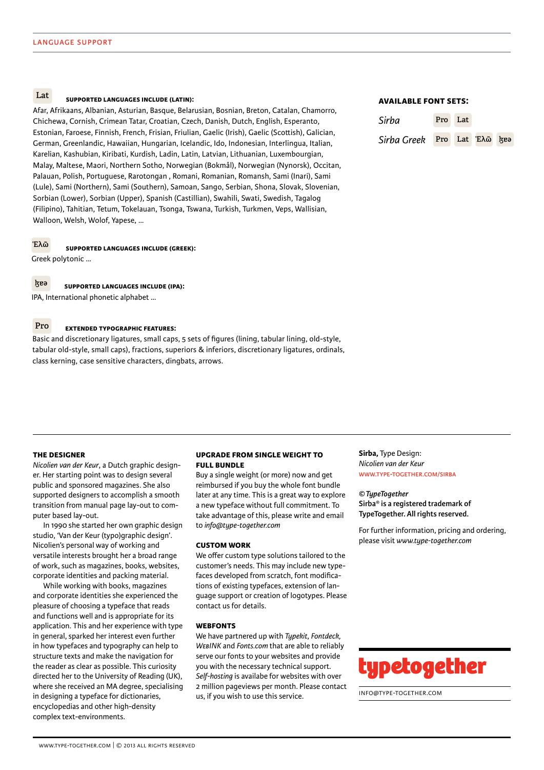## LANGUAGE SUPPORT

Lat

**SUPPORTED LANGUAGES INCLUDE (LATIN):**

Afar, Afrikaans, Albanian, Asturian, Basque, Belarusian, Bosnian, Breton, Catalan, Chamorro, Chichewa, Cornish, Crimean Tatar, Croatian, Czech, Danish, Dutch, English, Esperanto, Estonian, Faroese, Finnish, French, Frisian, Friulian, Gaelic (Irish), Gaelic (Scottish), Galician, German, Greenlandic, Hawaiian, Hungarian, Icelandic, Ido, Indonesian, Interlingua, Italian, Karelian, Kashubian, Kiribati, Kurdish, Ladin, Latin, Latvian, Lithuanian, Luxembourgian, Malay, Maltese, Maori, Northern Sotho, Norwegian (Bokmål), Norwegian (Nynorsk), Occitan, Palauan, Polish, Portuguese, Rarotongan , Romani, Romanian, Romansh, Sami (Inari), Sami (Lule), Sami (Northern), Sami (Southern), Samoan, Sango, Serbian, Shona, Slovak, Slovenian, Sorbian (Lower), Sorbian (Upper), Spanish (Castillian), Swahili, Swati, Swedish, Tagalog (Filipino), Tahitian, Tetum, Tokelauan, Tsonga, Tswana, Turkish, Turkmen, Veps, Wallisian, Walloon, Welsh, Wolof, Yapese, ...

Ἐλῶ

**SUPPORTED LANGUAGES INCLUDE (GREEK):**

Greek polytonic ...

ʒɐə

**SUPPORTED LANGUAGES INCLUDE (IPA):**

IPA, International phonetic alphabet ...

Pro

**EXTENDED TYPOGRAPHIC FEATURES:**

Basic and discretionary ligatures, small caps, 5 sets of figures (lining, tabular lining, old-style, tabular old-style, small caps), fractions, superiors & inferiors, discretionary ligatures, ordinals, class kerning, case sensitive characters, dingbats, arrows.

**AVAILABLE FONT SETS:**

| | | | | |
|---|---|---|---|---|
| *Sirba* | Pro | Lat | | |
| *Sirba Greek* | Pro | Lat | Ἐλῶ | ʒɐə |

**THE DESIGNER**

*Nicolien van der Keur*, a Dutch graphic designer. Her starting point was to design several public and sponsored magazines. She also supported designers to accomplish a smooth transition from manual page lay-out to computer based lay-out.

In 1990 she started her own graphic design studio, 'Van der Keur (typo)graphic design'. Nicolien's personal way of working and versatile interests brought her a broad range of work, such as magazines, books, websites, corporate identities and packing material.

While working with books, magazines and corporate identities she experienced the pleasure of choosing a typeface that reads and functions well and is appropriate for its application. This and her experience with type in general, sparked her interest even further in how typefaces and typography can help to structure texts and make the navigation for the reader as clear as possible. This curiosity directed her to the University of Reading (UK), where she received an MA degree, specialising in designing a typeface for dictionaries, encyclopedias and other high-density complex text-environments.

**UPGRADE FROM SINGLE WEIGHT TO FULL BUNDLE**

Buy a single weight (or more) now and get reimbursed if you buy the whole font bundle later at any time. This is a great way to explore a new typeface without full commitment. To take advantage of this, please write and email to *info@type-together.com*

**CUSTOM WORK**

We offer custom type solutions tailored to the customer's needs. This may include new typefaces developed from scratch, font modifications of existing typefaces, extension of language support or creation of logotypes. Please contact us for details.

**WEBFONTS**

We have partnered up with *Typekit*, *Fontdeck*, *WebINK* and *Fonts.com* that are able to reliably serve our fonts to your websites and provide you with the necessary technical support. *Self-hosting* is availabe for websites with over 2 million pageviews per month. Please contact us, if you wish to use this service.

**Sirba,** Type Design:
*Nicolien van der Keur*
WWW.TYPE-TOGETHER.COM/SIRBA

© *TypeTogether*
**Sirba® is a registered trademark of TypeTogether. All rights reserved.**

For further information, pricing and ordering, please visit *www.type-together.com*

**typetogether**

INFO@TYPE-TOGETHER.COM